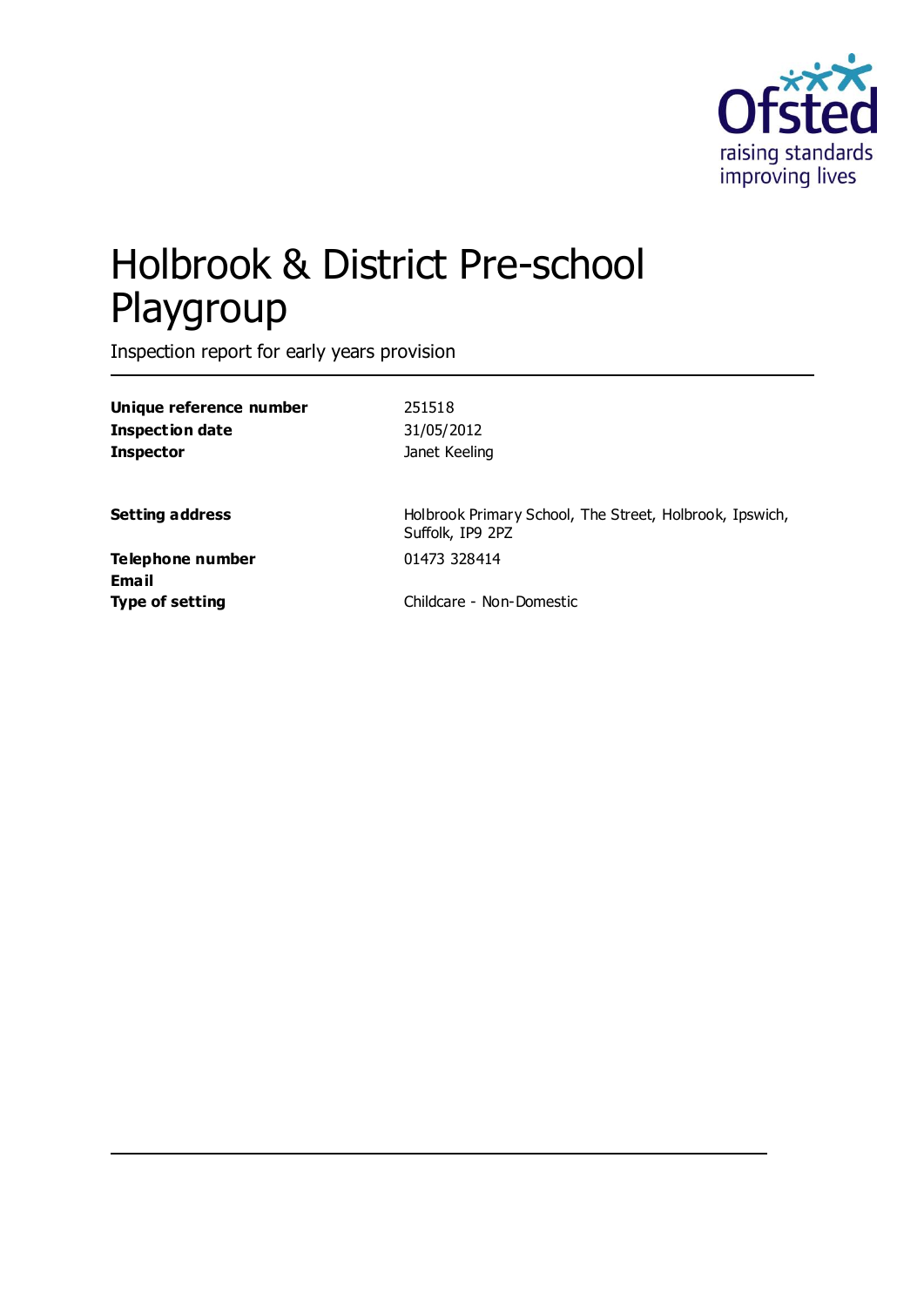# Holbrook & District Pre-school Playgroup

Inspection report for early years provision

| | |
|---|---|
| **Unique reference number** | 251518 |
| **Inspection date** | 31/05/2012 |
| **Inspector** | Janet Keeling |
| | |
| **Setting address** | Holbrook Primary School, The Street, Holbrook, Ipswich, Suffolk, IP9 2PZ |
| **Telephone number** | 01473 328414 |
| **Email** | |
| **Type of setting** | Childcare - Non-Domestic |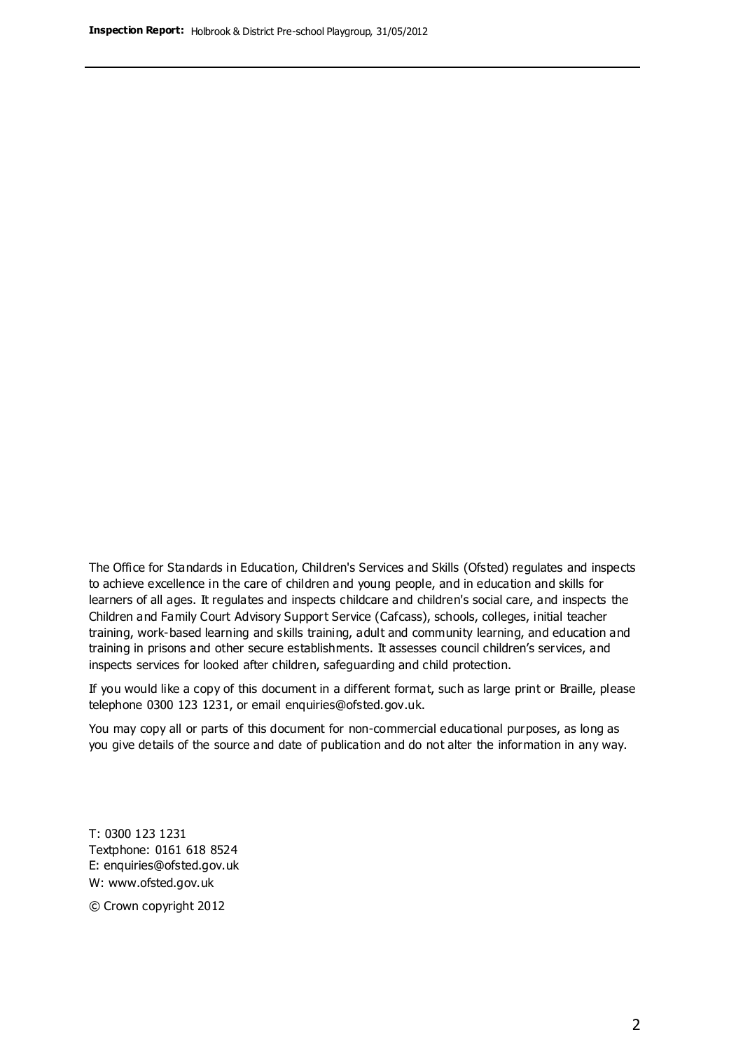The Office for Standards in Education, Children's Services and Skills (Ofsted) regulates and inspects to achieve excellence in the care of children and young people, and in education and skills for learners of all ages. It regulates and inspects childcare and children's social care, and inspects the Children and Family Court Advisory Support Service (Cafcass), schools, colleges, initial teacher training, work-based learning and skills training, adult and community learning, and education and training in prisons and other secure establishments. It assesses council children's services, and inspects services for looked after children, safeguarding and child protection.

If you would like a copy of this document in a different format, such as large print or Braille, please telephone 0300 123 1231, or email enquiries@ofsted.gov.uk.

You may copy all or parts of this document for non-commercial educational purposes, as long as you give details of the source and date of publication and do not alter the information in any way.

T: 0300 123 1231
Textphone: 0161 618 8524
E: enquiries@ofsted.gov.uk
W: www.ofsted.gov.uk

© Crown copyright 2012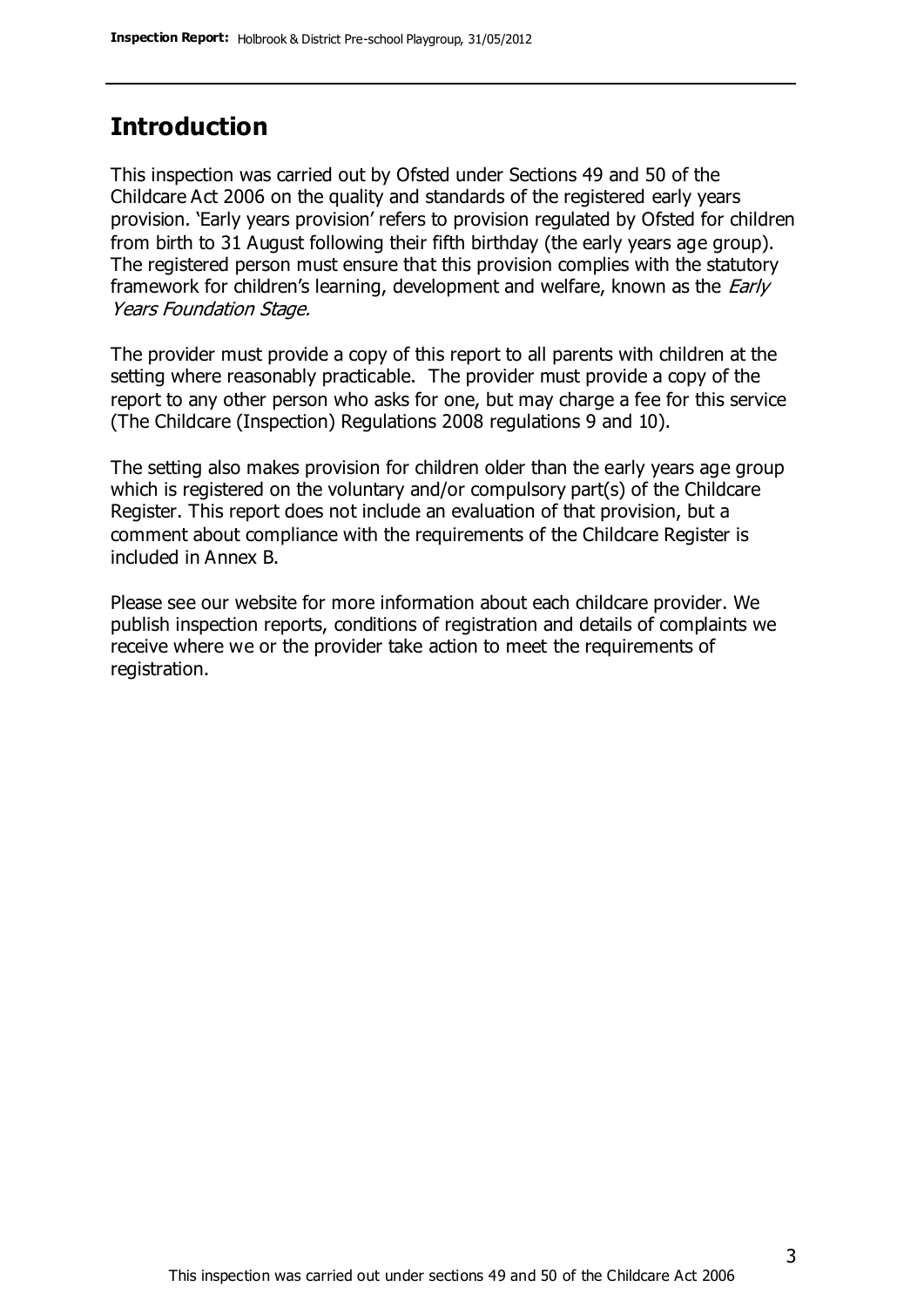## Introduction

This inspection was carried out by Ofsted under Sections 49 and 50 of the Childcare Act 2006 on the quality and standards of the registered early years provision. 'Early years provision' refers to provision regulated by Ofsted for children from birth to 31 August following their fifth birthday (the early years age group). The registered person must ensure that this provision complies with the statutory framework for children's learning, development and welfare, known as the *Early Years Foundation Stage.*

The provider must provide a copy of this report to all parents with children at the setting where reasonably practicable. The provider must provide a copy of the report to any other person who asks for one, but may charge a fee for this service (The Childcare (Inspection) Regulations 2008 regulations 9 and 10).

The setting also makes provision for children older than the early years age group which is registered on the voluntary and/or compulsory part(s) of the Childcare Register. This report does not include an evaluation of that provision, but a comment about compliance with the requirements of the Childcare Register is included in Annex B.

Please see our website for more information about each childcare provider. We publish inspection reports, conditions of registration and details of complaints we receive where we or the provider take action to meet the requirements of registration.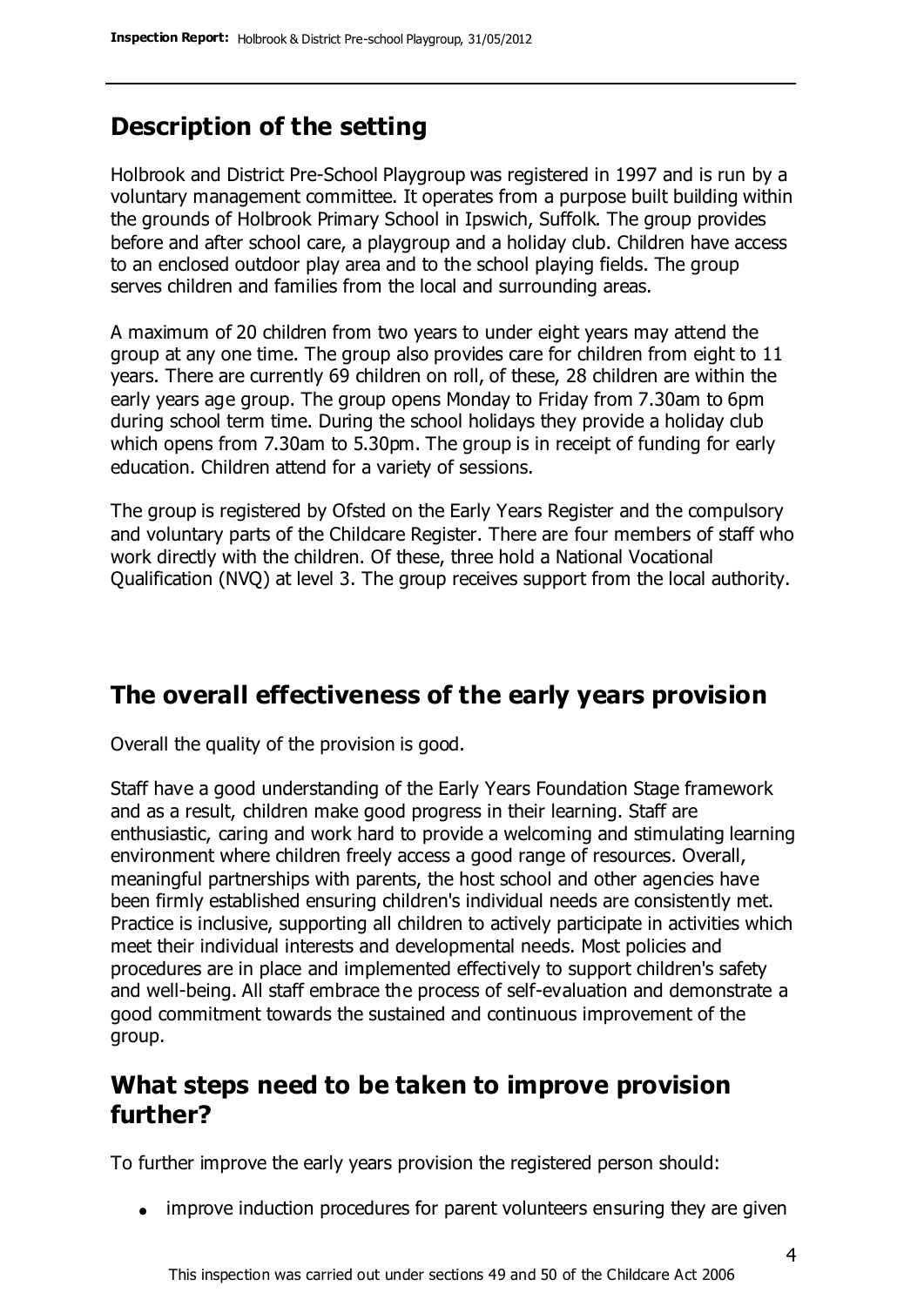## Description of the setting

Holbrook and District Pre-School Playgroup was registered in 1997 and is run by a voluntary management committee. It operates from a purpose built building within the grounds of Holbrook Primary School in Ipswich, Suffolk. The group provides before and after school care, a playgroup and a holiday club. Children have access to an enclosed outdoor play area and to the school playing fields. The group serves children and families from the local and surrounding areas.

A maximum of 20 children from two years to under eight years may attend the group at any one time. The group also provides care for children from eight to 11 years. There are currently 69 children on roll, of these, 28 children are within the early years age group. The group opens Monday to Friday from 7.30am to 6pm during school term time. During the school holidays they provide a holiday club which opens from 7.30am to 5.30pm. The group is in receipt of funding for early education. Children attend for a variety of sessions.

The group is registered by Ofsted on the Early Years Register and the compulsory and voluntary parts of the Childcare Register. There are four members of staff who work directly with the children. Of these, three hold a National Vocational Qualification (NVQ) at level 3. The group receives support from the local authority.

## The overall effectiveness of the early years provision

Overall the quality of the provision is good.

Staff have a good understanding of the Early Years Foundation Stage framework and as a result, children make good progress in their learning. Staff are enthusiastic, caring and work hard to provide a welcoming and stimulating learning environment where children freely access a good range of resources. Overall, meaningful partnerships with parents, the host school and other agencies have been firmly established ensuring children's individual needs are consistently met. Practice is inclusive, supporting all children to actively participate in activities which meet their individual interests and developmental needs. Most policies and procedures are in place and implemented effectively to support children's safety and well-being. All staff embrace the process of self-evaluation and demonstrate a good commitment towards the sustained and continuous improvement of the group.

## What steps need to be taken to improve provision further?

To further improve the early years provision the registered person should:

- improve induction procedures for parent volunteers ensuring they are given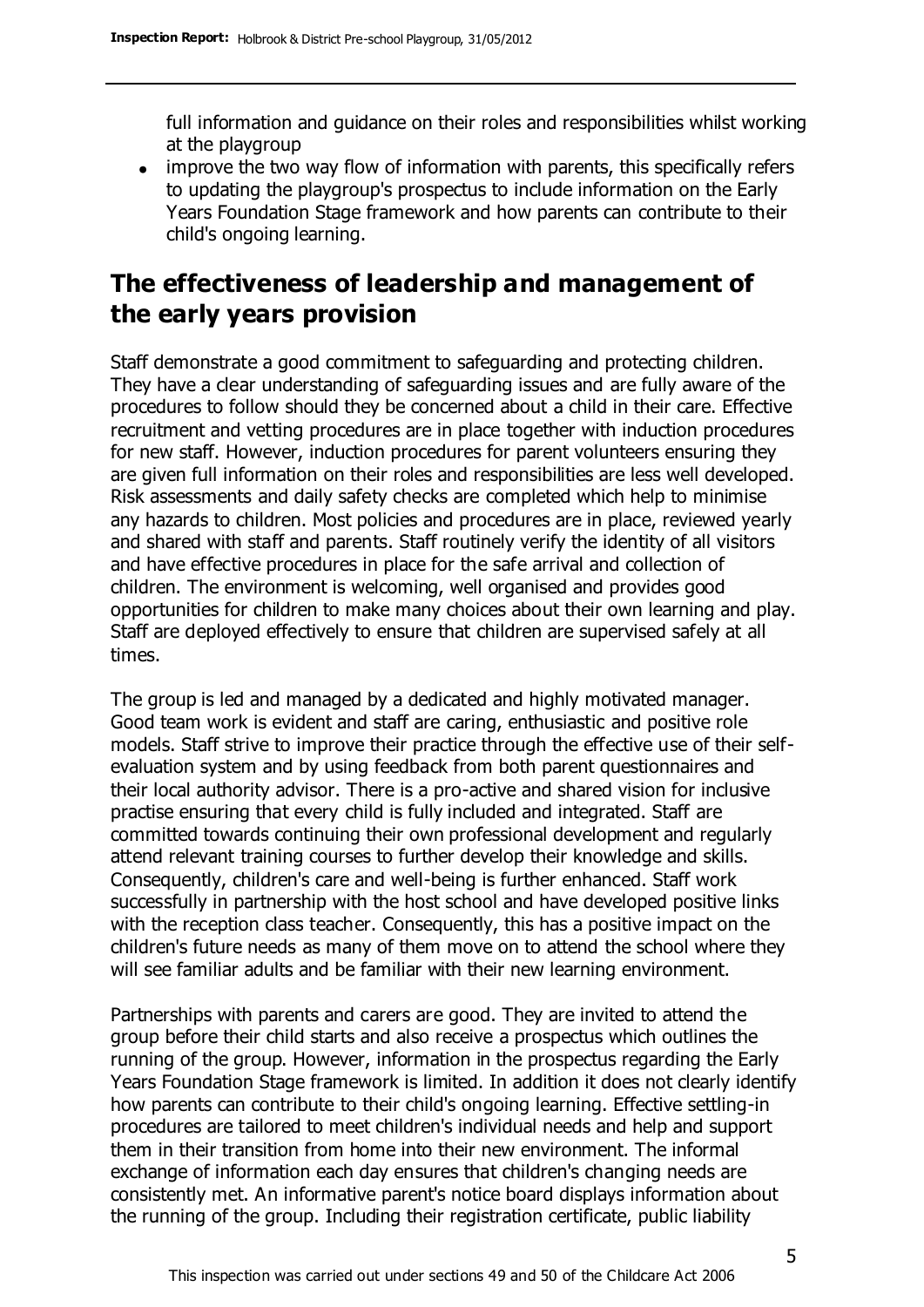full information and guidance on their roles and responsibilities whilst working at the playgroup

- improve the two way flow of information with parents, this specifically refers to updating the playgroup's prospectus to include information on the Early Years Foundation Stage framework and how parents can contribute to their child's ongoing learning.

## The effectiveness of leadership and management of the early years provision

Staff demonstrate a good commitment to safeguarding and protecting children. They have a clear understanding of safeguarding issues and are fully aware of the procedures to follow should they be concerned about a child in their care. Effective recruitment and vetting procedures are in place together with induction procedures for new staff. However, induction procedures for parent volunteers ensuring they are given full information on their roles and responsibilities are less well developed. Risk assessments and daily safety checks are completed which help to minimise any hazards to children. Most policies and procedures are in place, reviewed yearly and shared with staff and parents. Staff routinely verify the identity of all visitors and have effective procedures in place for the safe arrival and collection of children. The environment is welcoming, well organised and provides good opportunities for children to make many choices about their own learning and play. Staff are deployed effectively to ensure that children are supervised safely at all times.

The group is led and managed by a dedicated and highly motivated manager. Good team work is evident and staff are caring, enthusiastic and positive role models. Staff strive to improve their practice through the effective use of their self-evaluation system and by using feedback from both parent questionnaires and their local authority advisor. There is a pro-active and shared vision for inclusive practise ensuring that every child is fully included and integrated. Staff are committed towards continuing their own professional development and regularly attend relevant training courses to further develop their knowledge and skills. Consequently, children's care and well-being is further enhanced. Staff work successfully in partnership with the host school and have developed positive links with the reception class teacher. Consequently, this has a positive impact on the children's future needs as many of them move on to attend the school where they will see familiar adults and be familiar with their new learning environment.

Partnerships with parents and carers are good. They are invited to attend the group before their child starts and also receive a prospectus which outlines the running of the group. However, information in the prospectus regarding the Early Years Foundation Stage framework is limited. In addition it does not clearly identify how parents can contribute to their child's ongoing learning. Effective settling-in procedures are tailored to meet children's individual needs and help and support them in their transition from home into their new environment. The informal exchange of information each day ensures that children's changing needs are consistently met. An informative parent's notice board displays information about the running of the group. Including their registration certificate, public liability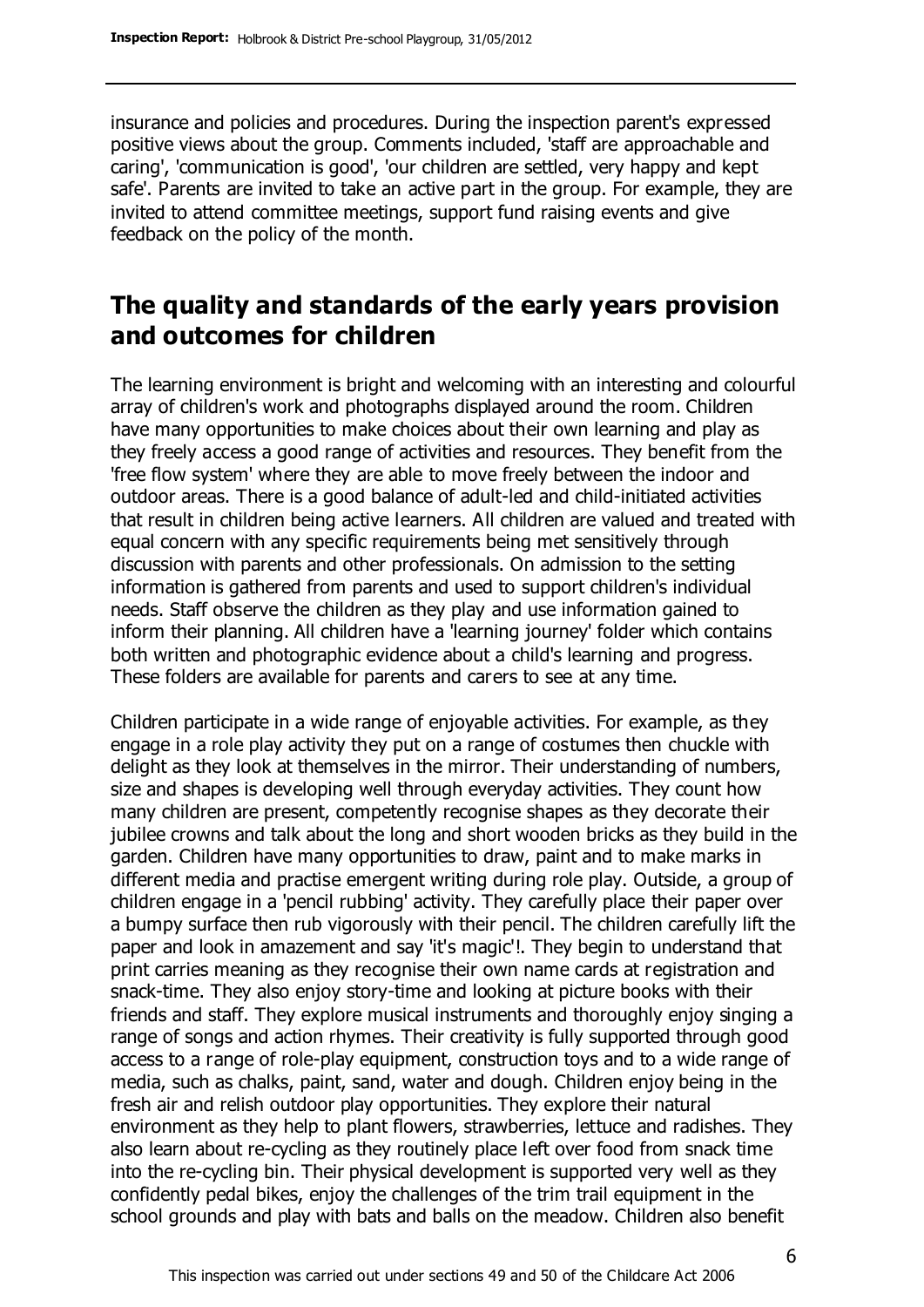insurance and policies and procedures. During the inspection parent's expressed positive views about the group. Comments included, 'staff are approachable and caring', 'communication is good', 'our children are settled, very happy and kept safe'. Parents are invited to take an active part in the group. For example, they are invited to attend committee meetings, support fund raising events and give feedback on the policy of the month.

## The quality and standards of the early years provision and outcomes for children

The learning environment is bright and welcoming with an interesting and colourful array of children's work and photographs displayed around the room. Children have many opportunities to make choices about their own learning and play as they freely access a good range of activities and resources. They benefit from the 'free flow system' where they are able to move freely between the indoor and outdoor areas. There is a good balance of adult-led and child-initiated activities that result in children being active learners. All children are valued and treated with equal concern with any specific requirements being met sensitively through discussion with parents and other professionals. On admission to the setting information is gathered from parents and used to support children's individual needs. Staff observe the children as they play and use information gained to inform their planning. All children have a 'learning journey' folder which contains both written and photographic evidence about a child's learning and progress. These folders are available for parents and carers to see at any time.

Children participate in a wide range of enjoyable activities. For example, as they engage in a role play activity they put on a range of costumes then chuckle with delight as they look at themselves in the mirror. Their understanding of numbers, size and shapes is developing well through everyday activities. They count how many children are present, competently recognise shapes as they decorate their jubilee crowns and talk about the long and short wooden bricks as they build in the garden. Children have many opportunities to draw, paint and to make marks in different media and practise emergent writing during role play. Outside, a group of children engage in a 'pencil rubbing' activity. They carefully place their paper over a bumpy surface then rub vigorously with their pencil. The children carefully lift the paper and look in amazement and say 'it's magic'!. They begin to understand that print carries meaning as they recognise their own name cards at registration and snack-time. They also enjoy story-time and looking at picture books with their friends and staff. They explore musical instruments and thoroughly enjoy singing a range of songs and action rhymes. Their creativity is fully supported through good access to a range of role-play equipment, construction toys and to a wide range of media, such as chalks, paint, sand, water and dough. Children enjoy being in the fresh air and relish outdoor play opportunities. They explore their natural environment as they help to plant flowers, strawberries, lettuce and radishes. They also learn about re-cycling as they routinely place left over food from snack time into the re-cycling bin. Their physical development is supported very well as they confidently pedal bikes, enjoy the challenges of the trim trail equipment in the school grounds and play with bats and balls on the meadow. Children also benefit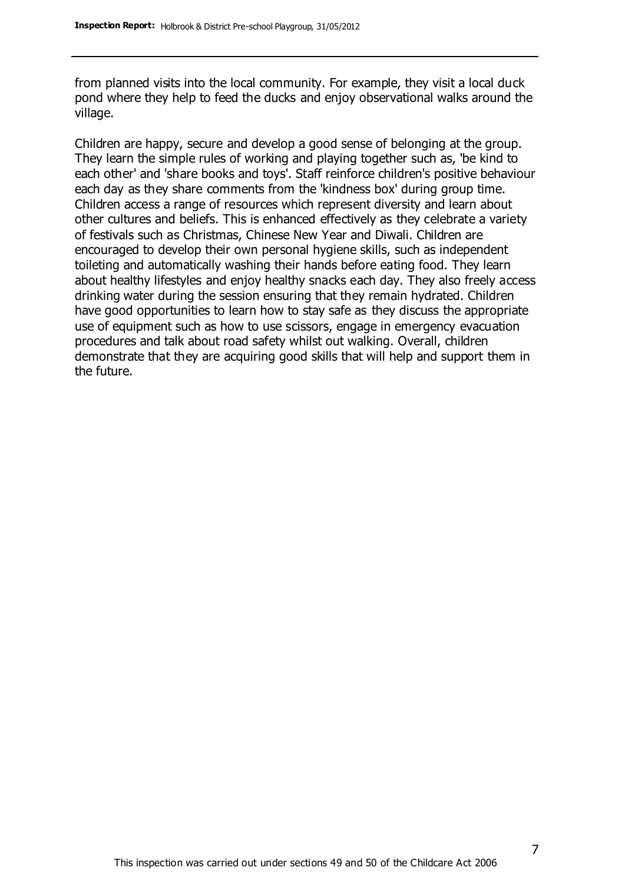from planned visits into the local community. For example, they visit a local duck pond where they help to feed the ducks and enjoy observational walks around the village.

Children are happy, secure and develop a good sense of belonging at the group. They learn the simple rules of working and playing together such as, 'be kind to each other' and 'share books and toys'. Staff reinforce children's positive behaviour each day as they share comments from the 'kindness box' during group time. Children access a range of resources which represent diversity and learn about other cultures and beliefs. This is enhanced effectively as they celebrate a variety of festivals such as Christmas, Chinese New Year and Diwali. Children are encouraged to develop their own personal hygiene skills, such as independent toileting and automatically washing their hands before eating food. They learn about healthy lifestyles and enjoy healthy snacks each day. They also freely access drinking water during the session ensuring that they remain hydrated. Children have good opportunities to learn how to stay safe as they discuss the appropriate use of equipment such as how to use scissors, engage in emergency evacuation procedures and talk about road safety whilst out walking. Overall, children demonstrate that they are acquiring good skills that will help and support them in the future.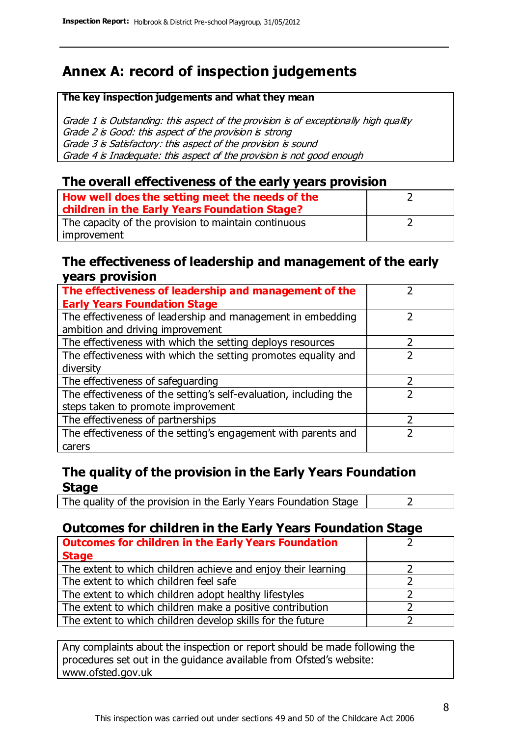## Annex A: record of inspection judgements

| The key inspection judgements and what they mean |
|---|
| *Grade 1 is Outstanding: this aspect of the provision is of exceptionally high quality*<br>*Grade 2 is Good: this aspect of the provision is strong*<br>*Grade 3 is Satisfactory: this aspect of the provision is sound*<br>*Grade 4 is Inadequate: this aspect of the provision is not good enough* |

### The overall effectiveness of the early years provision

| | |
|---|---|
| **How well does the setting meet the needs of the children in the Early Years Foundation Stage?** | 2 |
| The capacity of the provision to maintain continuous improvement | 2 |

### The effectiveness of leadership and management of the early years provision

| | |
|---|---|
| **The effectiveness of leadership and management of the Early Years Foundation Stage** | 2 |
| The effectiveness of leadership and management in embedding ambition and driving improvement | 2 |
| The effectiveness with which the setting deploys resources | 2 |
| The effectiveness with which the setting promotes equality and diversity | 2 |
| The effectiveness of safeguarding | 2 |
| The effectiveness of the setting's self-evaluation, including the steps taken to promote improvement | 2 |
| The effectiveness of partnerships | 2 |
| The effectiveness of the setting's engagement with parents and carers | 2 |

### The quality of the provision in the Early Years Foundation Stage

| | |
|---|---|
| The quality of the provision in the Early Years Foundation Stage | 2 |

### Outcomes for children in the Early Years Foundation Stage

| | |
|---|---|
| **Outcomes for children in the Early Years Foundation Stage** | 2 |
| The extent to which children achieve and enjoy their learning | 2 |
| The extent to which children feel safe | 2 |
| The extent to which children adopt healthy lifestyles | 2 |
| The extent to which children make a positive contribution | 2 |
| The extent to which children develop skills for the future | 2 |

Any complaints about the inspection or report should be made following the procedures set out in the guidance available from Ofsted's website: www.ofsted.gov.uk

This inspection was carried out under sections 49 and 50 of the Childcare Act 2006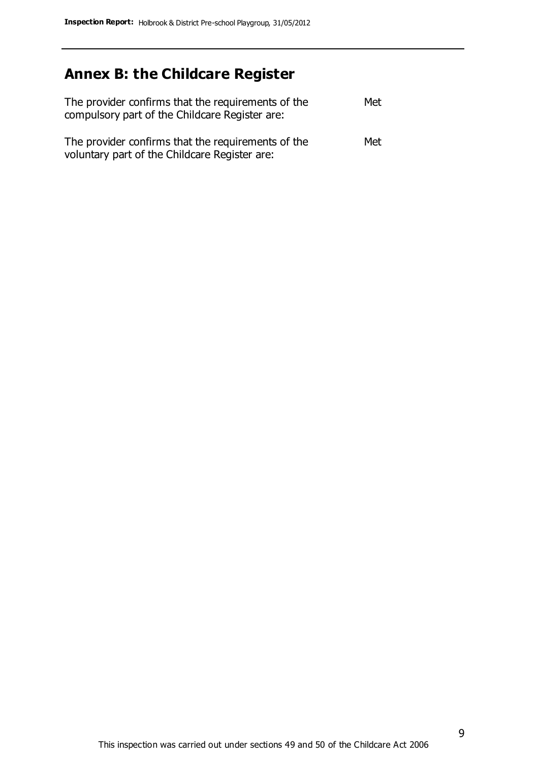## Annex B: the Childcare Register

| | |
|---|---|
| The provider confirms that the requirements of the compulsory part of the Childcare Register are: | Met |
| The provider confirms that the requirements of the voluntary part of the Childcare Register are: | Met |

This inspection was carried out under sections 49 and 50 of the Childcare Act 2006